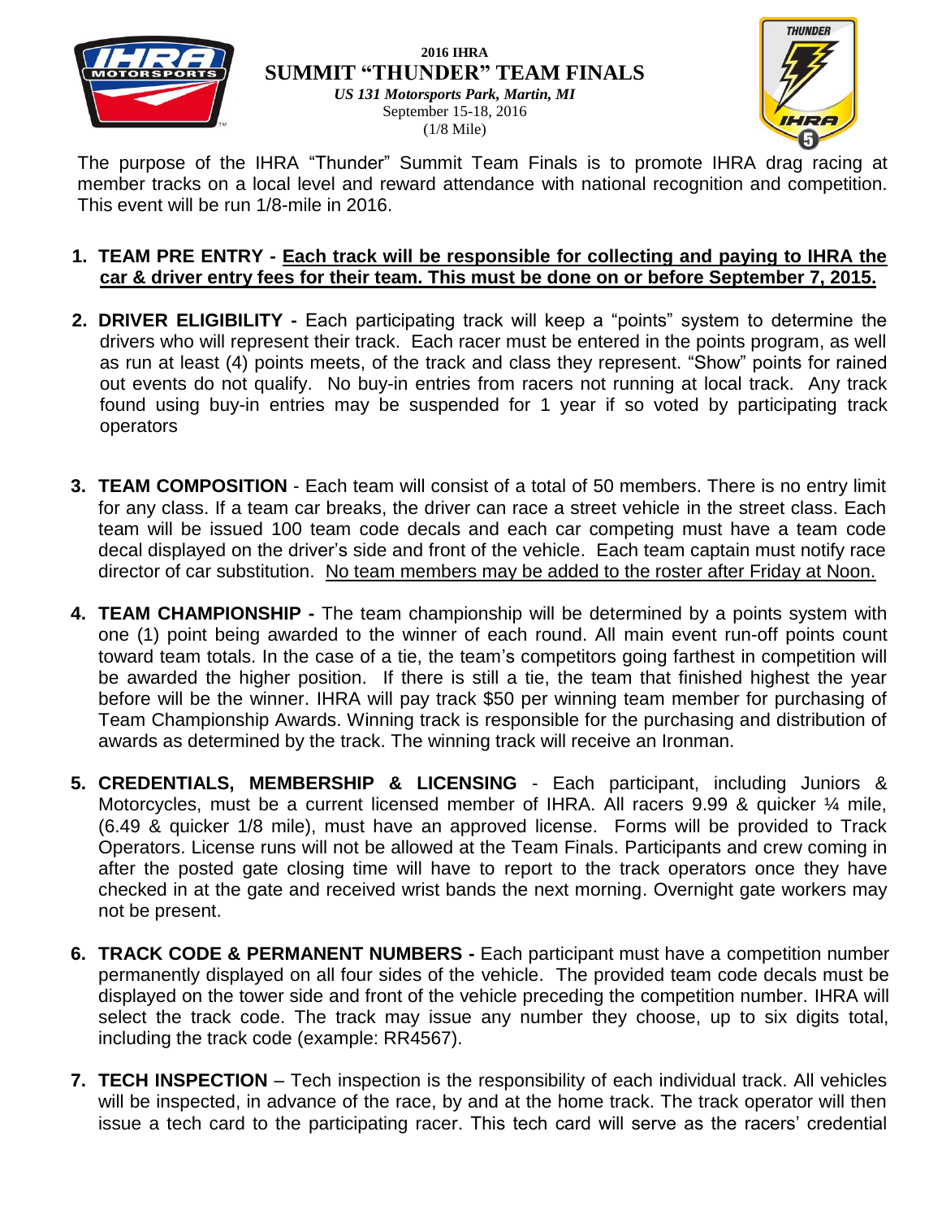**2016 IHRA**

# SUMMIT "THUNDER" TEAM FINALS

*US 131 Motorsports Park, Martin, MI*
September 15-18, 2016
(1/8 Mile)

The purpose of the IHRA "Thunder" Summit Team Finals is to promote IHRA drag racing at member tracks on a local level and reward attendance with national recognition and competition. This event will be run 1/8-mile in 2016.

1. **TEAM PRE ENTRY -** **Each track will be responsible for collecting and paying to IHRA the car & driver entry fees for their team. This must be done on or before September 7, 2015.**

2. **DRIVER ELIGIBILITY -** Each participating track will keep a "points" system to determine the drivers who will represent their track. Each racer must be entered in the points program, as well as run at least (4) points meets, of the track and class they represent. "Show" points for rained out events do not qualify. No buy-in entries from racers not running at local track. Any track found using buy-in entries may be suspended for 1 year if so voted by participating track operators

3. **TEAM COMPOSITION** - Each team will consist of a total of 50 members. There is no entry limit for any class. If a team car breaks, the driver can race a street vehicle in the street class. Each team will be issued 100 team code decals and each car competing must have a team code decal displayed on the driver's side and front of the vehicle. Each team captain must notify race director of car substitution. No team members may be added to the roster after Friday at Noon.

4. **TEAM CHAMPIONSHIP -** The team championship will be determined by a points system with one (1) point being awarded to the winner of each round. All main event run-off points count toward team totals. In the case of a tie, the team's competitors going farthest in competition will be awarded the higher position. If there is still a tie, the team that finished highest the year before will be the winner. IHRA will pay track $50 per winning team member for purchasing of Team Championship Awards. Winning track is responsible for the purchasing and distribution of awards as determined by the track. The winning track will receive an Ironman.

5. **CREDENTIALS, MEMBERSHIP & LICENSING** - Each participant, including Juniors & Motorcycles, must be a current licensed member of IHRA. All racers 9.99 & quicker ¼ mile, (6.49 & quicker 1/8 mile), must have an approved license. Forms will be provided to Track Operators. License runs will not be allowed at the Team Finals. Participants and crew coming in after the posted gate closing time will have to report to the track operators once they have checked in at the gate and received wrist bands the next morning. Overnight gate workers may not be present.

6. **TRACK CODE & PERMANENT NUMBERS -** Each participant must have a competition number permanently displayed on all four sides of the vehicle. The provided team code decals must be displayed on the tower side and front of the vehicle preceding the competition number. IHRA will select the track code. The track may issue any number they choose, up to six digits total, including the track code (example: RR4567).

7. **TECH INSPECTION** – Tech inspection is the responsibility of each individual track. All vehicles will be inspected, in advance of the race, by and at the home track. The track operator will then issue a tech card to the participating racer. This tech card will serve as the racers' credential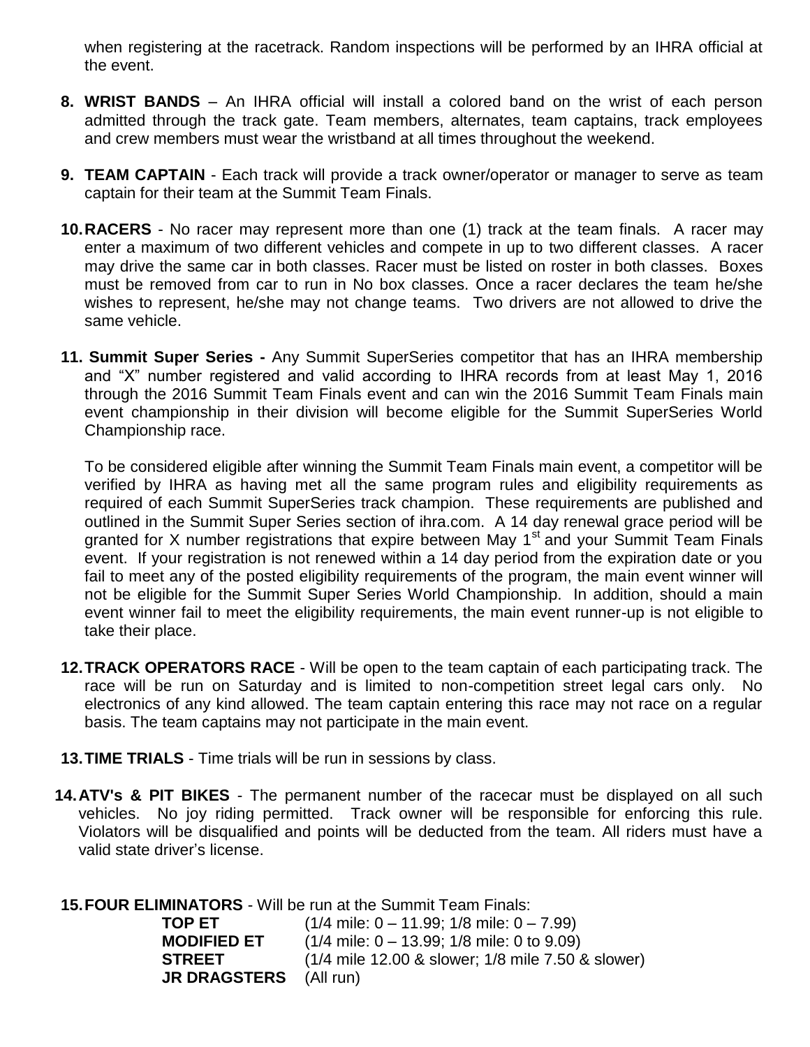when registering at the racetrack. Random inspections will be performed by an IHRA official at the event.

8. **WRIST BANDS** – An IHRA official will install a colored band on the wrist of each person admitted through the track gate. Team members, alternates, team captains, track employees and crew members must wear the wristband at all times throughout the weekend.

9. **TEAM CAPTAIN** - Each track will provide a track owner/operator or manager to serve as team captain for their team at the Summit Team Finals.

10. **RACERS** - No racer may represent more than one (1) track at the team finals. A racer may enter a maximum of two different vehicles and compete in up to two different classes. A racer may drive the same car in both classes. Racer must be listed on roster in both classes. Boxes must be removed from car to run in No box classes. Once a racer declares the team he/she wishes to represent, he/she may not change teams. Two drivers are not allowed to drive the same vehicle.

11. **Summit Super Series -** Any Summit SuperSeries competitor that has an IHRA membership and "X" number registered and valid according to IHRA records from at least May 1, 2016 through the 2016 Summit Team Finals event and can win the 2016 Summit Team Finals main event championship in their division will become eligible for the Summit SuperSeries World Championship race.

    To be considered eligible after winning the Summit Team Finals main event, a competitor will be verified by IHRA as having met all the same program rules and eligibility requirements as required of each Summit SuperSeries track champion. These requirements are published and outlined in the Summit Super Series section of ihra.com. A 14 day renewal grace period will be granted for X number registrations that expire between May 1st and your Summit Team Finals event. If your registration is not renewed within a 14 day period from the expiration date or you fail to meet any of the posted eligibility requirements of the program, the main event winner will not be eligible for the Summit Super Series World Championship. In addition, should a main event winner fail to meet the eligibility requirements, the main event runner-up is not eligible to take their place.

12. **TRACK OPERATORS RACE** - Will be open to the team captain of each participating track. The race will be run on Saturday and is limited to non-competition street legal cars only. No electronics of any kind allowed. The team captain entering this race may not race on a regular basis. The team captains may not participate in the main event.

13. **TIME TRIALS** - Time trials will be run in sessions by class.

14. **ATV's & PIT BIKES** - The permanent number of the racecar must be displayed on all such vehicles. No joy riding permitted. Track owner will be responsible for enforcing this rule. Violators will be disqualified and points will be deducted from the team. All riders must have a valid state driver's license.

15. **FOUR ELIMINATORS** - Will be run at the Summit Team Finals:

    **TOP ET** (1/4 mile: 0 – 11.99; 1/8 mile: 0 – 7.99)
    **MODIFIED ET** (1/4 mile: 0 – 13.99; 1/8 mile: 0 to 9.09)
    **STREET** (1/4 mile 12.00 & slower; 1/8 mile 7.50 & slower)
    **JR DRAGSTERS** (All run)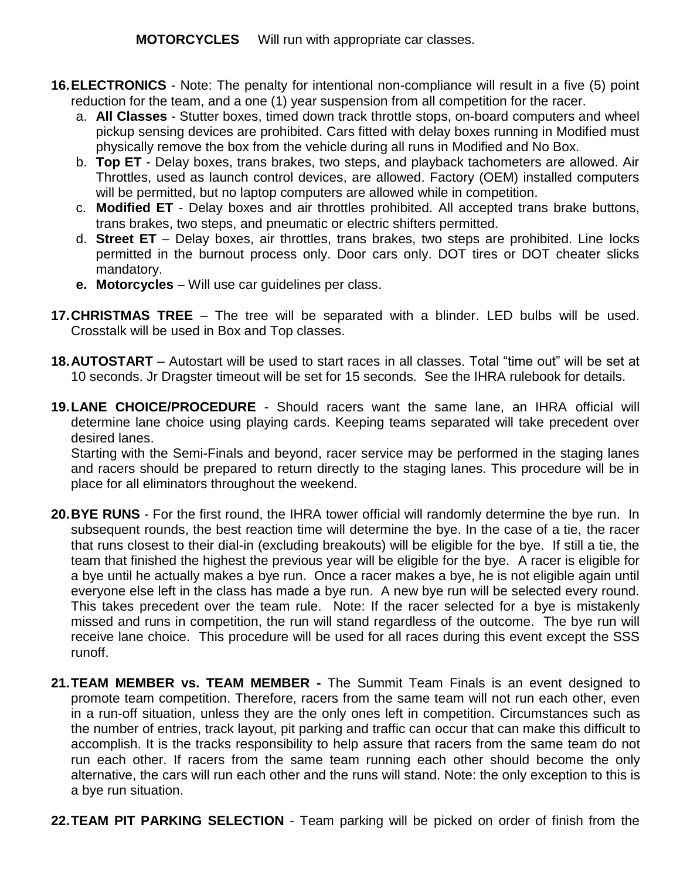**MOTORCYCLES** Will run with appropriate car classes.

16. **ELECTRONICS** - Note: The penalty for intentional non-compliance will result in a five (5) point reduction for the team, and a one (1) year suspension from all competition for the racer.
    a. **All Classes** - Stutter boxes, timed down track throttle stops, on-board computers and wheel pickup sensing devices are prohibited. Cars fitted with delay boxes running in Modified must physically remove the box from the vehicle during all runs in Modified and No Box.
    b. **Top ET** - Delay boxes, trans brakes, two steps, and playback tachometers are allowed. Air Throttles, used as launch control devices, are allowed. Factory (OEM) installed computers will be permitted, but no laptop computers are allowed while in competition.
    c. **Modified ET** - Delay boxes and air throttles prohibited. All accepted trans brake buttons, trans brakes, two steps, and pneumatic or electric shifters permitted.
    d. **Street ET** – Delay boxes, air throttles, trans brakes, two steps are prohibited. Line locks permitted in the burnout process only. Door cars only. DOT tires or DOT cheater slicks mandatory.
    e. **Motorcycles** – Will use car guidelines per class.

17. **CHRISTMAS TREE** – The tree will be separated with a blinder. LED bulbs will be used. Crosstalk will be used in Box and Top classes.

18. **AUTOSTART** – Autostart will be used to start races in all classes. Total "time out" will be set at 10 seconds. Jr Dragster timeout will be set for 15 seconds. See the IHRA rulebook for details.

19. **LANE CHOICE/PROCEDURE** - Should racers want the same lane, an IHRA official will determine lane choice using playing cards. Keeping teams separated will take precedent over desired lanes.
    Starting with the Semi-Finals and beyond, racer service may be performed in the staging lanes and racers should be prepared to return directly to the staging lanes. This procedure will be in place for all eliminators throughout the weekend.

20. **BYE RUNS** - For the first round, the IHRA tower official will randomly determine the bye run. In subsequent rounds, the best reaction time will determine the bye. In the case of a tie, the racer that runs closest to their dial-in (excluding breakouts) will be eligible for the bye. If still a tie, the team that finished the highest the previous year will be eligible for the bye. A racer is eligible for a bye until he actually makes a bye run. Once a racer makes a bye, he is not eligible again until everyone else left in the class has made a bye run. A new bye run will be selected every round. This takes precedent over the team rule. Note: If the racer selected for a bye is mistakenly missed and runs in competition, the run will stand regardless of the outcome. The bye run will receive lane choice. This procedure will be used for all races during this event except the SSS runoff.

21. **TEAM MEMBER vs. TEAM MEMBER -** The Summit Team Finals is an event designed to promote team competition. Therefore, racers from the same team will not run each other, even in a run-off situation, unless they are the only ones left in competition. Circumstances such as the number of entries, track layout, pit parking and traffic can occur that can make this difficult to accomplish. It is the tracks responsibility to help assure that racers from the same team do not run each other. If racers from the same team running each other should become the only alternative, the cars will run each other and the runs will stand. Note: the only exception to this is a bye run situation.

22. **TEAM PIT PARKING SELECTION** - Team parking will be picked on order of finish from the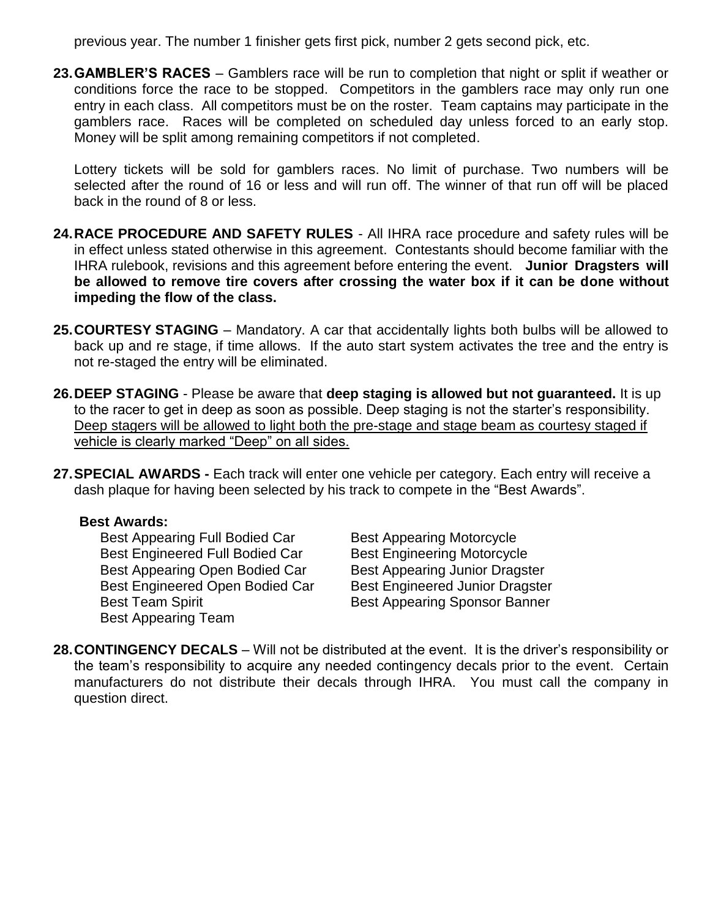previous year. The number 1 finisher gets first pick, number 2 gets second pick, etc.

23. **GAMBLER'S RACES** – Gamblers race will be run to completion that night or split if weather or conditions force the race to be stopped. Competitors in the gamblers race may only run one entry in each class. All competitors must be on the roster. Team captains may participate in the gamblers race. Races will be completed on scheduled day unless forced to an early stop. Money will be split among remaining competitors if not completed.

    Lottery tickets will be sold for gamblers races. No limit of purchase. Two numbers will be selected after the round of 16 or less and will run off. The winner of that run off will be placed back in the round of 8 or less.

24. **RACE PROCEDURE AND SAFETY RULES** - All IHRA race procedure and safety rules will be in effect unless stated otherwise in this agreement. Contestants should become familiar with the IHRA rulebook, revisions and this agreement before entering the event. **Junior Dragsters will be allowed to remove tire covers after crossing the water box if it can be done without impeding the flow of the class.**

25. **COURTESY STAGING** – Mandatory. A car that accidentally lights both bulbs will be allowed to back up and re stage, if time allows. If the auto start system activates the tree and the entry is not re-staged the entry will be eliminated.

26. **DEEP STAGING** - Please be aware that **deep staging is allowed but not guaranteed.** It is up to the racer to get in deep as soon as possible. Deep staging is not the starter's responsibility. Deep stagers will be allowed to light both the pre-stage and stage beam as courtesy staged if vehicle is clearly marked "Deep" on all sides.

27. **SPECIAL AWARDS -** Each track will enter one vehicle per category. Each entry will receive a dash plaque for having been selected by his track to compete in the "Best Awards".

    **Best Awards:**

    - Best Appearing Full Bodied Car
    - Best Engineered Full Bodied Car
    - Best Appearing Open Bodied Car
    - Best Engineered Open Bodied Car
    - Best Team Spirit
    - Best Appearing Team
    - Best Appearing Motorcycle
    - Best Engineering Motorcycle
    - Best Appearing Junior Dragster
    - Best Engineered Junior Dragster
    - Best Appearing Sponsor Banner

28. **CONTINGENCY DECALS** – Will not be distributed at the event. It is the driver's responsibility or the team's responsibility to acquire any needed contingency decals prior to the event. Certain manufacturers do not distribute their decals through IHRA. You must call the company in question direct.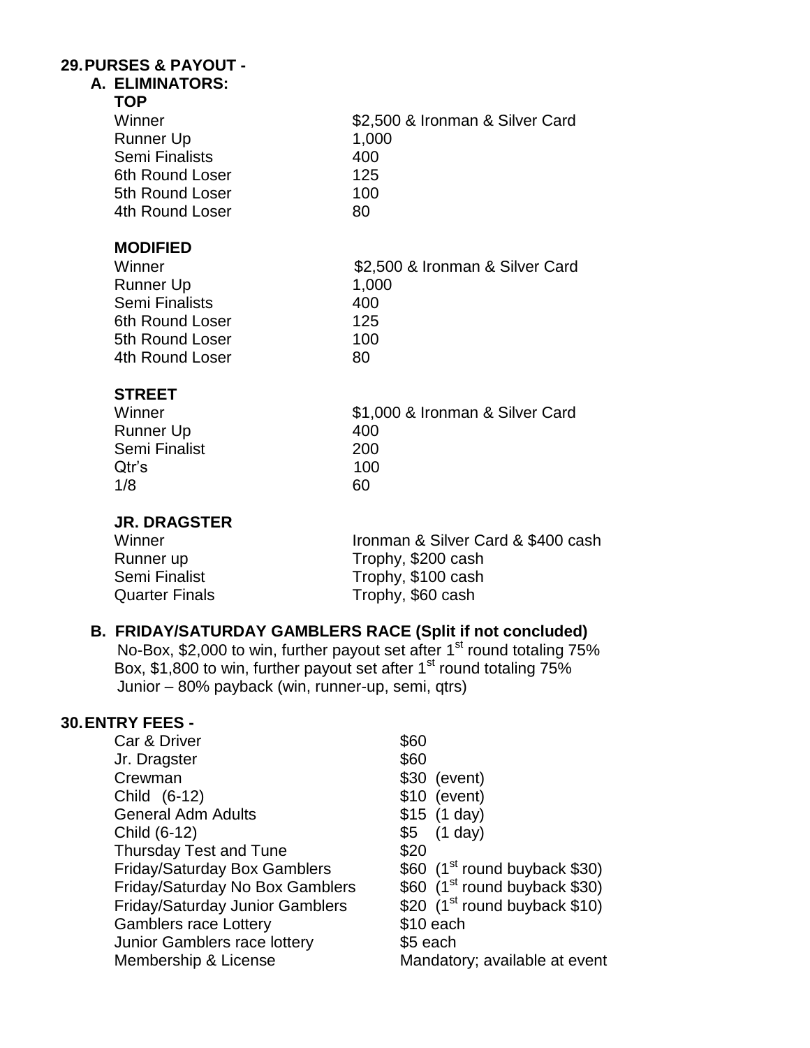## 29. PURSES & PAYOUT -

### A. ELIMINATORS:

**TOP**

| | |
|---|---|
| Winner | \$2,500 & Ironman & Silver Card |
| Runner Up | 1,000 |
| Semi Finalists | 400 |
| 6th Round Loser | 125 |
| 5th Round Loser | 100 |
| 4th Round Loser | 80 |

**MODIFIED**

| | |
|---|---|
| Winner | \$2,500 & Ironman & Silver Card |
| Runner Up | 1,000 |
| Semi Finalists | 400 |
| 6th Round Loser | 125 |
| 5th Round Loser | 100 |
| 4th Round Loser | 80 |

**STREET**

| | |
|---|---|
| Winner | \$1,000 & Ironman & Silver Card |
| Runner Up | 400 |
| Semi Finalist | 200 |
| Qtr's | 100 |
| 1/8 | 60 |

**JR. DRAGSTER**

| | |
|---|---|
| Winner | Ironman & Silver Card & \$400 cash |
| Runner up | Trophy, \$200 cash |
| Semi Finalist | Trophy, \$100 cash |
| Quarter Finals | Trophy, \$60 cash |

### B. FRIDAY/SATURDAY GAMBLERS RACE (Split if not concluded)

No-Box, \$2,000 to win, further payout set after 1st round totaling 75%
Box, \$1,800 to win, further payout set after 1st round totaling 75%
Junior – 80% payback (win, runner-up, semi, qtrs)

## 30. ENTRY FEES -

| | |
|---|---|
| Car & Driver | \$60 |
| Jr. Dragster | \$60 |
| Crewman | \$30 (event) |
| Child (6-12) | \$10 (event) |
| General Adm Adults | \$15 (1 day) |
| Child (6-12) | \$5 (1 day) |
| Thursday Test and Tune | \$20 |
| Friday/Saturday Box Gamblers | \$60 (1st round buyback \$30) |
| Friday/Saturday No Box Gamblers | \$60 (1st round buyback \$30) |
| Friday/Saturday Junior Gamblers | \$20 (1st round buyback \$10) |
| Gamblers race Lottery | \$10 each |
| Junior Gamblers race lottery | \$5 each |
| Membership & License | Mandatory; available at event |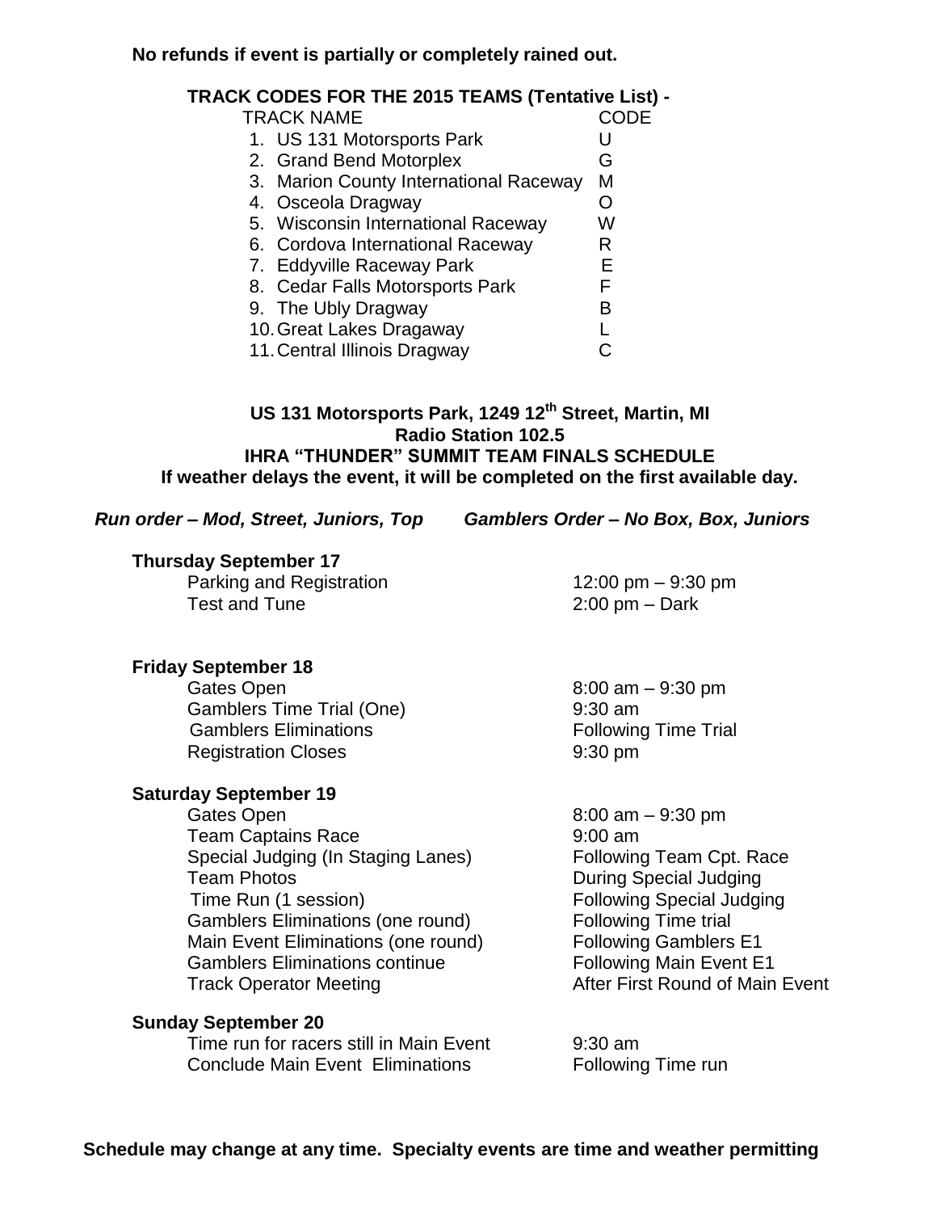**No refunds if event is partially or completely rained out.**

**TRACK CODES FOR THE 2015 TEAMS (Tentative List) -**

| TRACK NAME | CODE |
|---|---|
| 1. US 131 Motorsports Park | U |
| 2. Grand Bend Motorplex | G |
| 3. Marion County International Raceway | M |
| 4. Osceola Dragway | O |
| 5. Wisconsin International Raceway | W |
| 6. Cordova International Raceway | R |
| 7. Eddyville Raceway Park | E |
| 8. Cedar Falls Motorsports Park | F |
| 9. The Ubly Dragway | B |
| 10. Great Lakes Dragaway | L |
| 11. Central Illinois Dragway | C |

**US 131 Motorsports Park, 1249 12th Street, Martin, MI**
**Radio Station 102.5**
**IHRA "THUNDER" SUMMIT TEAM FINALS SCHEDULE**
**If weather delays the event, it will be completed on the first available day.**

***Run order – Mod, Street, Juniors, Top*** ***Gamblers Order – No Box, Box, Juniors***

**Thursday September 17**

| | |
|---|---|
| Parking and Registration | 12:00 pm – 9:30 pm |
| Test and Tune | 2:00 pm – Dark |

**Friday September 18**

| | |
|---|---|
| Gates Open | 8:00 am – 9:30 pm |
| Gamblers Time Trial (One) | 9:30 am |
| Gamblers Eliminations | Following Time Trial |
| Registration Closes | 9:30 pm |

**Saturday September 19**

| | |
|---|---|
| Gates Open | 8:00 am – 9:30 pm |
| Team Captains Race | 9:00 am |
| Special Judging (In Staging Lanes) | Following Team Cpt. Race |
| Team Photos | During Special Judging |
| Time Run (1 session) | Following Special Judging |
| Gamblers Eliminations (one round) | Following Time trial |
| Main Event Eliminations (one round) | Following Gamblers E1 |
| Gamblers Eliminations continue | Following Main Event E1 |
| Track Operator Meeting | After First Round of Main Event |

**Sunday September 20**

| | |
|---|---|
| Time run for racers still in Main Event | 9:30 am |
| Conclude Main Event Eliminations | Following Time run |

**Schedule may change at any time. Specialty events are time and weather permitting**